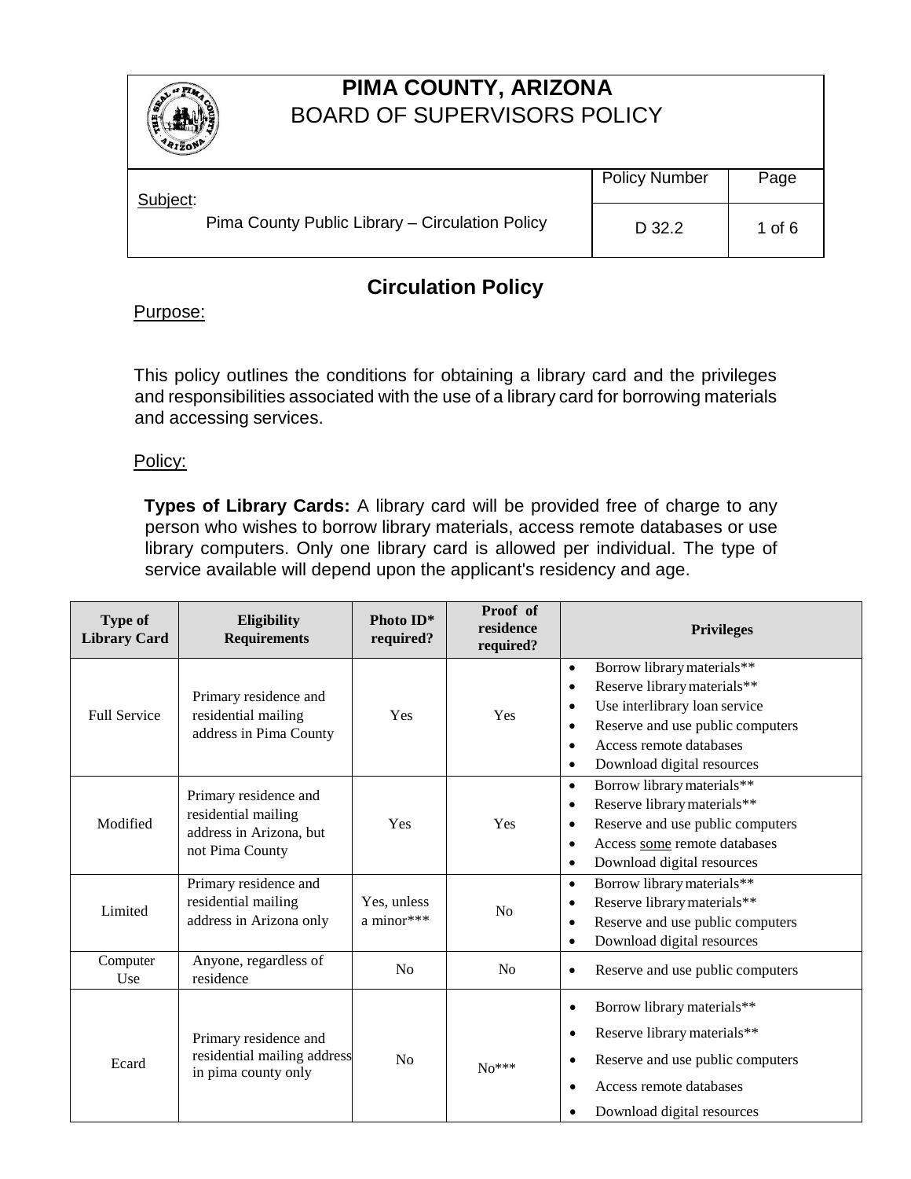# PIMA COUNTY, ARIZONA
## BOARD OF SUPERVISORS POLICY

| Subject: | Policy Number | Page |
|---|---|---|
| Pima County Public Library – Circulation Policy | D 32.2 | 1 of 6 |

## Circulation Policy

Purpose:

This policy outlines the conditions for obtaining a library card and the privileges and responsibilities associated with the use of a library card for borrowing materials and accessing services.

Policy:

**Types of Library Cards:** A library card will be provided free of charge to any person who wishes to borrow library materials, access remote databases or use library computers. Only one library card is allowed per individual. The type of service available will depend upon the applicant's residency and age.

| Type of Library Card | Eligibility Requirements | Photo ID* required? | Proof of residence required? | Privileges |
|---|---|---|---|---|
| Full Service | Primary residence and residential mailing address in Pima County | Yes | Yes | • Borrow library materials**<br>• Reserve library materials**<br>• Use interlibrary loan service<br>• Reserve and use public computers<br>• Access remote databases<br>• Download digital resources |
| Modified | Primary residence and residential mailing address in Arizona, but not Pima County | Yes | Yes | • Borrow library materials**<br>• Reserve library materials**<br>• Reserve and use public computers<br>• Access some remote databases<br>• Download digital resources |
| Limited | Primary residence and residential mailing address in Arizona only | Yes, unless a minor*** | No | • Borrow library materials**<br>• Reserve library materials**<br>• Reserve and use public computers<br>• Download digital resources |
| Computer Use | Anyone, regardless of residence | No | No | • Reserve and use public computers |
| Ecard | Primary residence and residential mailing address in pima county only | No | No*** | • Borrow library materials**<br>• Reserve library materials**<br>• Reserve and use public computers<br>• Access remote databases<br>• Download digital resources |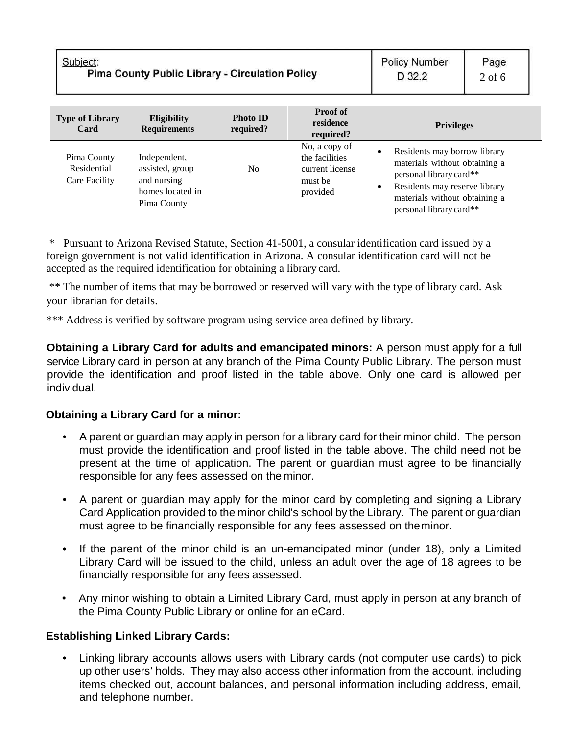| Type of Library Card | Eligibility Requirements | Photo ID required? | Proof of residence required? | Privileges |
|---|---|---|---|---|
| Pima County Residential Care Facility | Independent, assisted, group and nursing homes located in Pima County | No | No, a copy of the facilities current license must be provided | • Residents may borrow library materials without obtaining a personal library card** <br> • Residents may reserve library materials without obtaining a personal library card** |

\* Pursuant to Arizona Revised Statute, Section 41-5001, a consular identification card issued by a foreign government is not valid identification in Arizona. A consular identification card will not be accepted as the required identification for obtaining a library card.

** The number of items that may be borrowed or reserved will vary with the type of library card. Ask your librarian for details.

*** Address is verified by software program using service area defined by library.

**Obtaining a Library Card for adults and emancipated minors:** A person must apply for a full service Library card in person at any branch of the Pima County Public Library. The person must provide the identification and proof listed in the table above. Only one card is allowed per individual.

**Obtaining a Library Card for a minor:**

- A parent or guardian may apply in person for a library card for their minor child. The person must provide the identification and proof listed in the table above. The child need not be present at the time of application. The parent or guardian must agree to be financially responsible for any fees assessed on the minor.
- A parent or guardian may apply for the minor card by completing and signing a Library Card Application provided to the minor child's school by the Library. The parent or guardian must agree to be financially responsible for any fees assessed on the minor.
- If the parent of the minor child is an un-emancipated minor (under 18), only a Limited Library Card will be issued to the child, unless an adult over the age of 18 agrees to be financially responsible for any fees assessed.
- Any minor wishing to obtain a Limited Library Card, must apply in person at any branch of the Pima County Public Library or online for an eCard.

**Establishing Linked Library Cards:**

- Linking library accounts allows users with Library cards (not computer use cards) to pick up other users' holds. They may also access other information from the account, including items checked out, account balances, and personal information including address, email, and telephone number.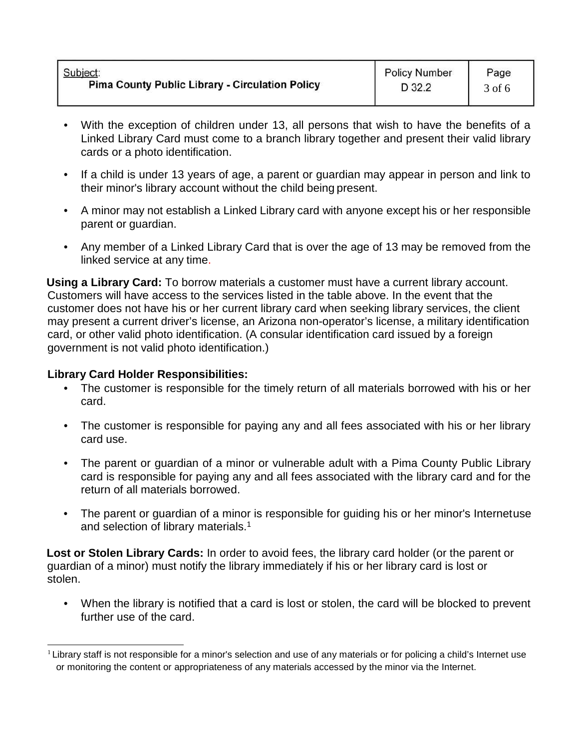- With the exception of children under 13, all persons that wish to have the benefits of a Linked Library Card must come to a branch library together and present their valid library cards or a photo identification.
- If a child is under 13 years of age, a parent or guardian may appear in person and link to their minor's library account without the child being present.
- A minor may not establish a Linked Library card with anyone except his or her responsible parent or guardian.
- Any member of a Linked Library Card that is over the age of 13 may be removed from the linked service at any time.

**Using a Library Card:** To borrow materials a customer must have a current library account. Customers will have access to the services listed in the table above. In the event that the customer does not have his or her current library card when seeking library services, the client may present a current driver's license, an Arizona non-operator's license, a military identification card, or other valid photo identification. (A consular identification card issued by a foreign government is not valid photo identification.)

**Library Card Holder Responsibilities:**

- The customer is responsible for the timely return of all materials borrowed with his or her card.
- The customer is responsible for paying any and all fees associated with his or her library card use.
- The parent or guardian of a minor or vulnerable adult with a Pima County Public Library card is responsible for paying any and all fees associated with the library card and for the return of all materials borrowed.
- The parent or guardian of a minor is responsible for guiding his or her minor's Internetuse and selection of library materials.[1]

**Lost or Stolen Library Cards:** In order to avoid fees, the library card holder (or the parent or guardian of a minor) must notify the library immediately if his or her library card is lost or stolen.

- When the library is notified that a card is lost or stolen, the card will be blocked to prevent further use of the card.

---

[1] Library staff is not responsible for a minor's selection and use of any materials or for policing a child's Internet use or monitoring the content or appropriateness of any materials accessed by the minor via the Internet.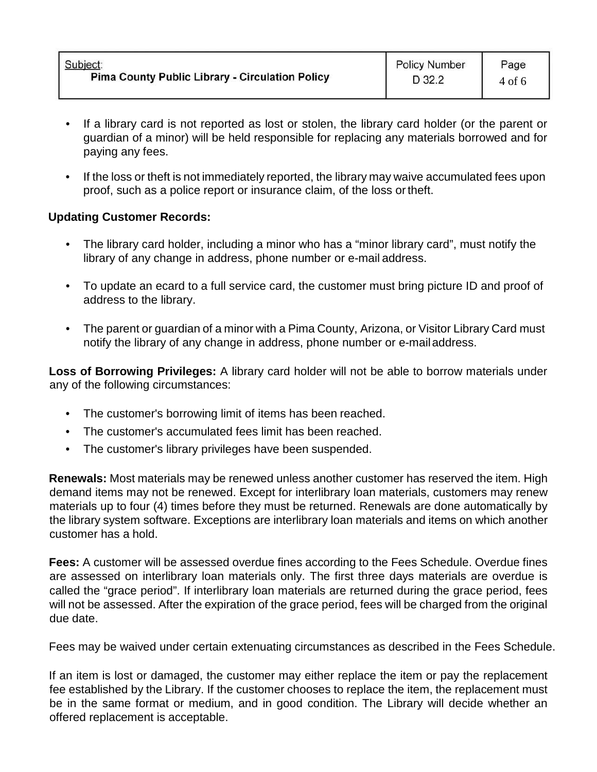- If a library card is not reported as lost or stolen, the library card holder (or the parent or guardian of a minor) will be held responsible for replacing any materials borrowed and for paying any fees.
- If the loss or theft is not immediately reported, the library may waive accumulated fees upon proof, such as a police report or insurance claim, of the loss or theft.

**Updating Customer Records:**

- The library card holder, including a minor who has a "minor library card", must notify the library of any change in address, phone number or e-mail address.
- To update an ecard to a full service card, the customer must bring picture ID and proof of address to the library.
- The parent or guardian of a minor with a Pima County, Arizona, or Visitor Library Card must notify the library of any change in address, phone number or e-mail address.

**Loss of Borrowing Privileges:** A library card holder will not be able to borrow materials under any of the following circumstances:

- The customer's borrowing limit of items has been reached.
- The customer's accumulated fees limit has been reached.
- The customer's library privileges have been suspended.

**Renewals:** Most materials may be renewed unless another customer has reserved the item. High demand items may not be renewed. Except for interlibrary loan materials, customers may renew materials up to four (4) times before they must be returned. Renewals are done automatically by the library system software. Exceptions are interlibrary loan materials and items on which another customer has a hold.

**Fees:** A customer will be assessed overdue fines according to the Fees Schedule. Overdue fines are assessed on interlibrary loan materials only. The first three days materials are overdue is called the "grace period". If interlibrary loan materials are returned during the grace period, fees will not be assessed. After the expiration of the grace period, fees will be charged from the original due date.

Fees may be waived under certain extenuating circumstances as described in the Fees Schedule.

If an item is lost or damaged, the customer may either replace the item or pay the replacement fee established by the Library. If the customer chooses to replace the item, the replacement must be in the same format or medium, and in good condition. The Library will decide whether an offered replacement is acceptable.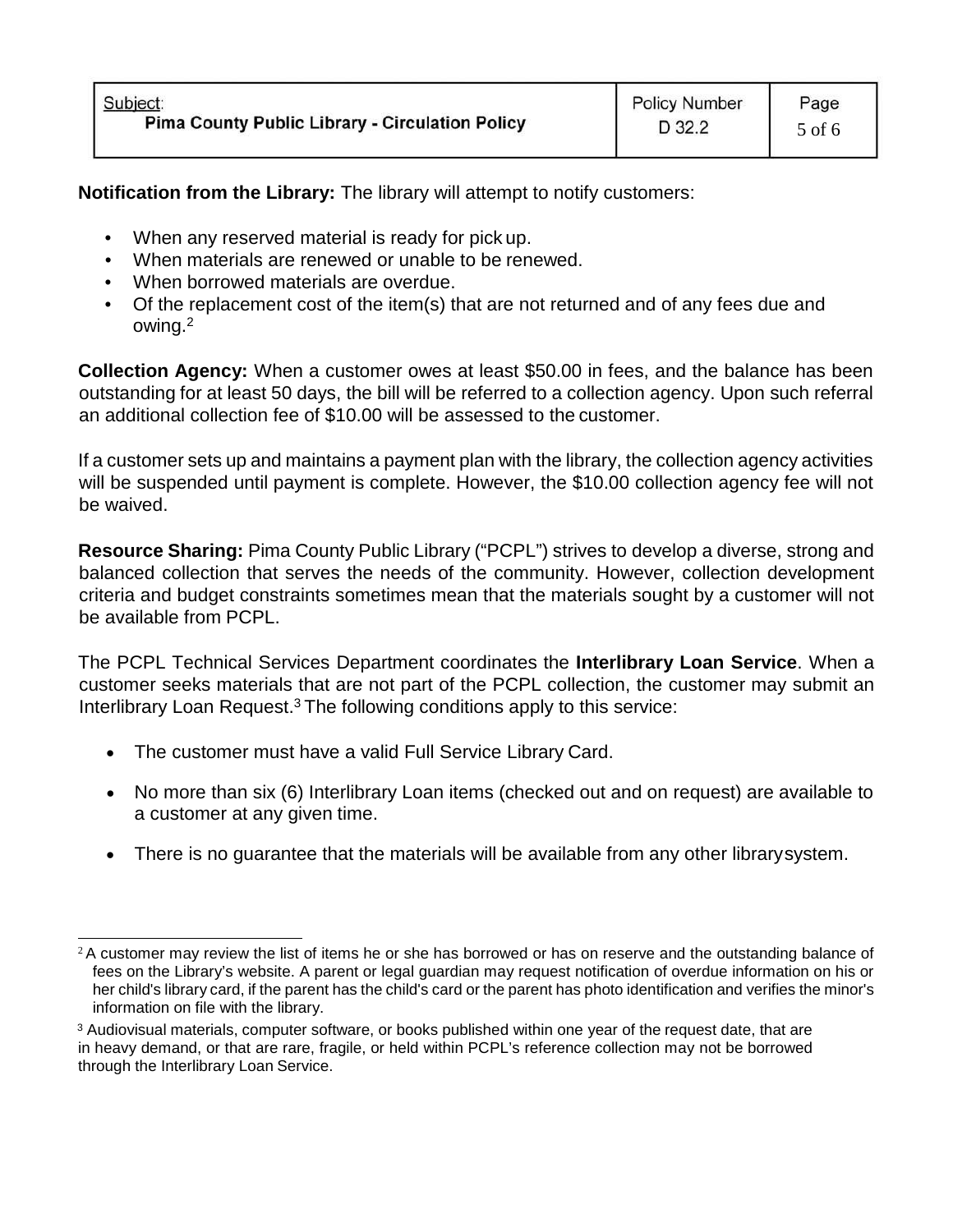**Notification from the Library:** The library will attempt to notify customers:

- When any reserved material is ready for pick up.
- When materials are renewed or unable to be renewed.
- When borrowed materials are overdue.
- Of the replacement cost of the item(s) that are not returned and of any fees due and owing.[2]

**Collection Agency:** When a customer owes at least $50.00 in fees, and the balance has been outstanding for at least 50 days, the bill will be referred to a collection agency. Upon such referral an additional collection fee of $10.00 will be assessed to the customer.

If a customer sets up and maintains a payment plan with the library, the collection agency activities will be suspended until payment is complete. However, the $10.00 collection agency fee will not be waived.

**Resource Sharing:** Pima County Public Library ("PCPL") strives to develop a diverse, strong and balanced collection that serves the needs of the community. However, collection development criteria and budget constraints sometimes mean that the materials sought by a customer will not be available from PCPL.

The PCPL Technical Services Department coordinates the **Interlibrary Loan Service**. When a customer seeks materials that are not part of the PCPL collection, the customer may submit an Interlibrary Loan Request.[3] The following conditions apply to this service:

- The customer must have a valid Full Service Library Card.
- No more than six (6) Interlibrary Loan items (checked out and on request) are available to a customer at any given time.
- There is no guarantee that the materials will be available from any other library system.

---

[2] A customer may review the list of items he or she has borrowed or has on reserve and the outstanding balance of fees on the Library's website. A parent or legal guardian may request notification of overdue information on his or her child's library card, if the parent has the child's card or the parent has photo identification and verifies the minor's information on file with the library.

[3] Audiovisual materials, computer software, or books published within one year of the request date, that are in heavy demand, or that are rare, fragile, or held within PCPL's reference collection may not be borrowed through the Interlibrary Loan Service.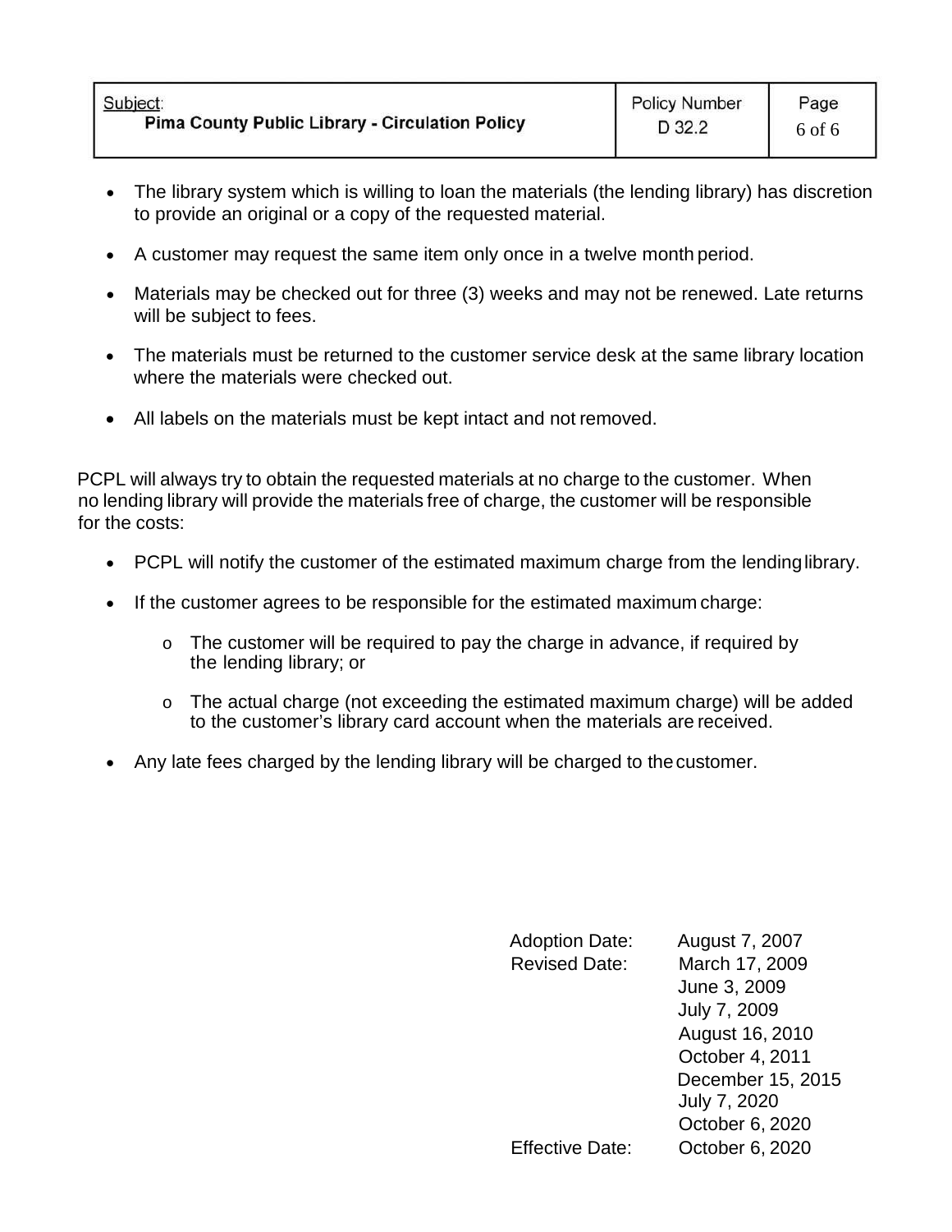- The library system which is willing to loan the materials (the lending library) has discretion to provide an original or a copy of the requested material.
- A customer may request the same item only once in a twelve month period.
- Materials may be checked out for three (3) weeks and may not be renewed. Late returns will be subject to fees.
- The materials must be returned to the customer service desk at the same library location where the materials were checked out.
- All labels on the materials must be kept intact and not removed.

PCPL will always try to obtain the requested materials at no charge to the customer. When no lending library will provide the materials free of charge, the customer will be responsible for the costs:

- PCPL will notify the customer of the estimated maximum charge from the lending library.
- If the customer agrees to be responsible for the estimated maximum charge:
  - The customer will be required to pay the charge in advance, if required by the lending library; or
  - The actual charge (not exceeding the estimated maximum charge) will be added to the customer's library card account when the materials are received.
- Any late fees charged by the lending library will be charged to the customer.

| | |
|---|---|
| Adoption Date: | August 7, 2007 |
| Revised Date: | March 17, 2009 |
| | June 3, 2009 |
| | July 7, 2009 |
| | August 16, 2010 |
| | October 4, 2011 |
| | December 15, 2015 |
| | July 7, 2020 |
| | October 6, 2020 |
| Effective Date: | October 6, 2020 |